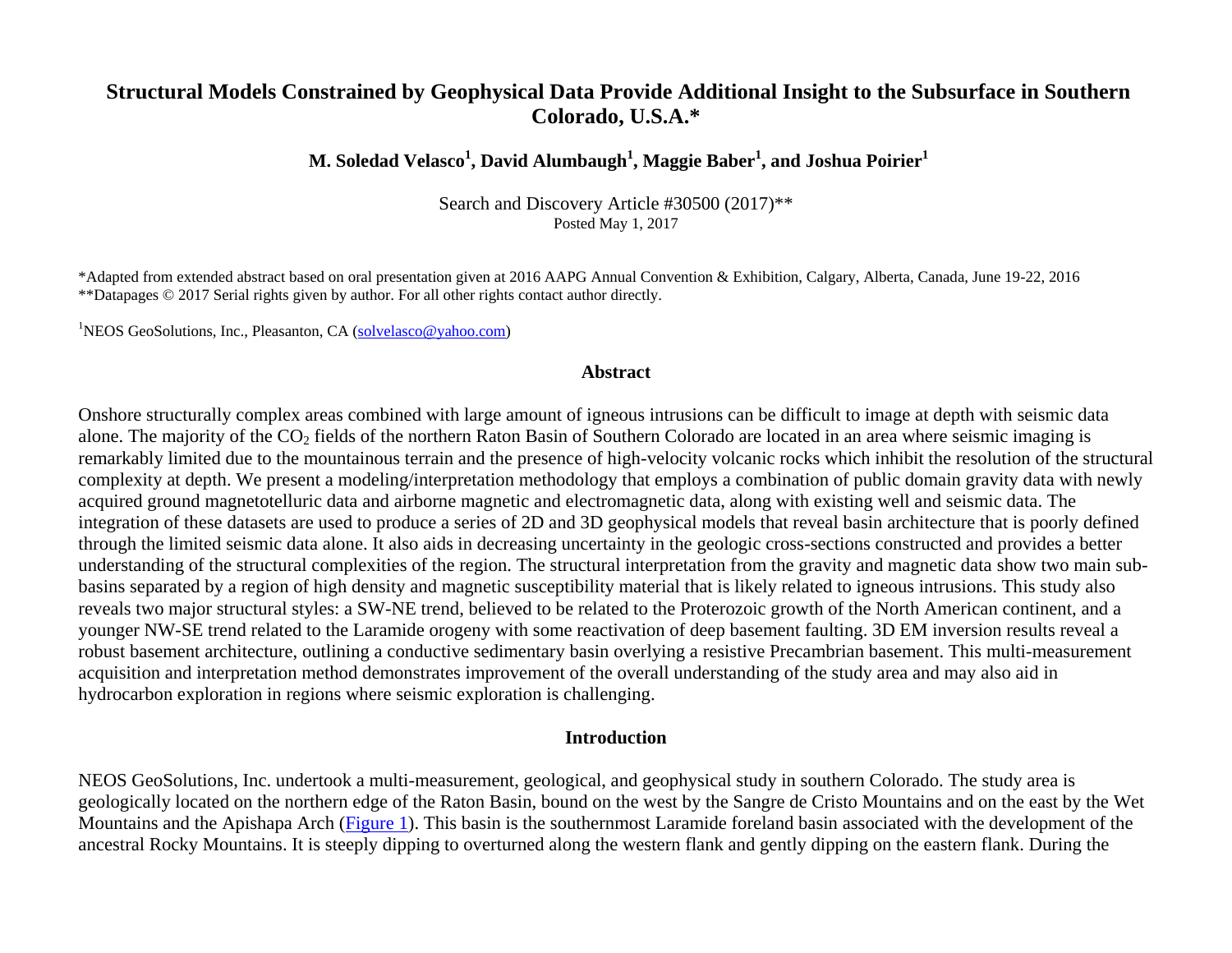# Structural Models Constrained by Geophysical Data Provide Additional Insight to the Subsurface in Southern Colorado, U.S.A.*

**M. Soledad Velasco[1], David Alumbaugh[1], Maggie Baber[1], and Joshua Poirier[1]**

Search and Discovery Article #30500 (2017)**
Posted May 1, 2017

*Adapted from extended abstract based on oral presentation given at 2016 AAPG Annual Convention & Exhibition, Calgary, Alberta, Canada, June 19-22, 2016
**Datapages © 2017 Serial rights given by author. For all other rights contact author directly.

[1]NEOS GeoSolutions, Inc., Pleasanton, CA (solvelasco@yahoo.com)

## Abstract

Onshore structurally complex areas combined with large amount of igneous intrusions can be difficult to image at depth with seismic data alone. The majority of the $CO_2$ fields of the northern Raton Basin of Southern Colorado are located in an area where seismic imaging is remarkably limited due to the mountainous terrain and the presence of high-velocity volcanic rocks which inhibit the resolution of the structural complexity at depth. We present a modeling/interpretation methodology that employs a combination of public domain gravity data with newly acquired ground magnetotelluric data and airborne magnetic and electromagnetic data, along with existing well and seismic data. The integration of these datasets are used to produce a series of 2D and 3D geophysical models that reveal basin architecture that is poorly defined through the limited seismic data alone. It also aids in decreasing uncertainty in the geologic cross-sections constructed and provides a better understanding of the structural complexities of the region. The structural interpretation from the gravity and magnetic data show two main sub-basins separated by a region of high density and magnetic susceptibility material that is likely related to igneous intrusions. This study also reveals two major structural styles: a SW-NE trend, believed to be related to the Proterozoic growth of the North American continent, and a younger NW-SE trend related to the Laramide orogeny with some reactivation of deep basement faulting. 3D EM inversion results reveal a robust basement architecture, outlining a conductive sedimentary basin overlying a resistive Precambrian basement. This multi-measurement acquisition and interpretation method demonstrates improvement of the overall understanding of the study area and may also aid in hydrocarbon exploration in regions where seismic exploration is challenging.

## Introduction

NEOS GeoSolutions, Inc. undertook a multi-measurement, geological, and geophysical study in southern Colorado. The study area is geologically located on the northern edge of the Raton Basin, bound on the west by the Sangre de Cristo Mountains and on the east by the Wet Mountains and the Apishapa Arch (Figure 1). This basin is the southernmost Laramide foreland basin associated with the development of the ancestral Rocky Mountains. It is steeply dipping to overturned along the western flank and gently dipping on the eastern flank. During the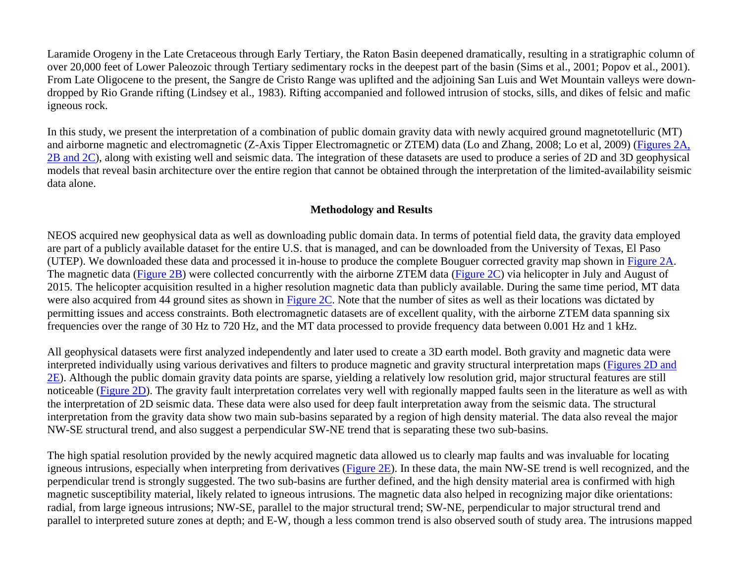Laramide Orogeny in the Late Cretaceous through Early Tertiary, the Raton Basin deepened dramatically, resulting in a stratigraphic column of over 20,000 feet of Lower Paleozoic through Tertiary sedimentary rocks in the deepest part of the basin (Sims et al., 2001; Popov et al., 2001). From Late Oligocene to the present, the Sangre de Cristo Range was uplifted and the adjoining San Luis and Wet Mountain valleys were down-dropped by Rio Grande rifting (Lindsey et al., 1983). Rifting accompanied and followed intrusion of stocks, sills, and dikes of felsic and mafic igneous rock.

In this study, we present the interpretation of a combination of public domain gravity data with newly acquired ground magnetotelluric (MT) and airborne magnetic and electromagnetic (Z-Axis Tipper Electromagnetic or ZTEM) data (Lo and Zhang, 2008; Lo et al, 2009) (Figures 2A, 2B and 2C), along with existing well and seismic data. The integration of these datasets are used to produce a series of 2D and 3D geophysical models that reveal basin architecture over the entire region that cannot be obtained through the interpretation of the limited-availability seismic data alone.

## Methodology and Results

NEOS acquired new geophysical data as well as downloading public domain data. In terms of potential field data, the gravity data employed are part of a publicly available dataset for the entire U.S. that is managed, and can be downloaded from the University of Texas, El Paso (UTEP). We downloaded these data and processed it in-house to produce the complete Bouguer corrected gravity map shown in Figure 2A. The magnetic data (Figure 2B) were collected concurrently with the airborne ZTEM data (Figure 2C) via helicopter in July and August of 2015. The helicopter acquisition resulted in a higher resolution magnetic data than publicly available. During the same time period, MT data were also acquired from 44 ground sites as shown in Figure 2C. Note that the number of sites as well as their locations was dictated by permitting issues and access constraints. Both electromagnetic datasets are of excellent quality, with the airborne ZTEM data spanning six frequencies over the range of 30 Hz to 720 Hz, and the MT data processed to provide frequency data between 0.001 Hz and 1 kHz.

All geophysical datasets were first analyzed independently and later used to create a 3D earth model. Both gravity and magnetic data were interpreted individually using various derivatives and filters to produce magnetic and gravity structural interpretation maps (Figures 2D and 2E). Although the public domain gravity data points are sparse, yielding a relatively low resolution grid, major structural features are still noticeable (Figure 2D). The gravity fault interpretation correlates very well with regionally mapped faults seen in the literature as well as with the interpretation of 2D seismic data. These data were also used for deep fault interpretation away from the seismic data. The structural interpretation from the gravity data show two main sub-basins separated by a region of high density material. The data also reveal the major NW-SE structural trend, and also suggest a perpendicular SW-NE trend that is separating these two sub-basins.

The high spatial resolution provided by the newly acquired magnetic data allowed us to clearly map faults and was invaluable for locating igneous intrusions, especially when interpreting from derivatives (Figure 2E). In these data, the main NW-SE trend is well recognized, and the perpendicular trend is strongly suggested. The two sub-basins are further defined, and the high density material area is confirmed with high magnetic susceptibility material, likely related to igneous intrusions. The magnetic data also helped in recognizing major dike orientations: radial, from large igneous intrusions; NW-SE, parallel to the major structural trend; SW-NE, perpendicular to major structural trend and parallel to interpreted suture zones at depth; and E-W, though a less common trend is also observed south of study area. The intrusions mapped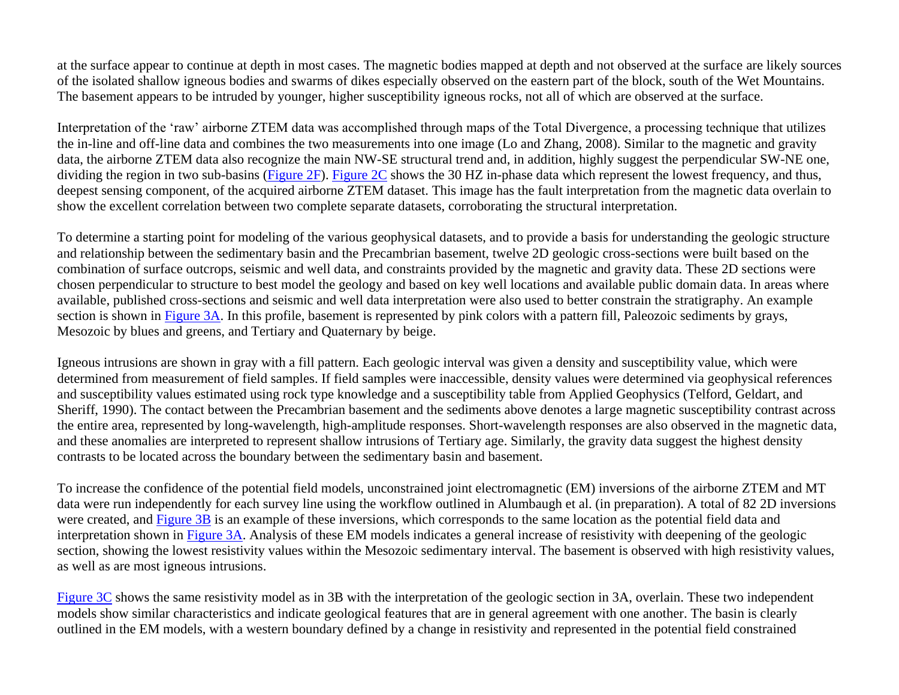at the surface appear to continue at depth in most cases. The magnetic bodies mapped at depth and not observed at the surface are likely sources of the isolated shallow igneous bodies and swarms of dikes especially observed on the eastern part of the block, south of the Wet Mountains. The basement appears to be intruded by younger, higher susceptibility igneous rocks, not all of which are observed at the surface.

Interpretation of the 'raw' airborne ZTEM data was accomplished through maps of the Total Divergence, a processing technique that utilizes the in-line and off-line data and combines the two measurements into one image (Lo and Zhang, 2008). Similar to the magnetic and gravity data, the airborne ZTEM data also recognize the main NW-SE structural trend and, in addition, highly suggest the perpendicular SW-NE one, dividing the region in two sub-basins (Figure 2F). Figure 2C shows the 30 HZ in-phase data which represent the lowest frequency, and thus, deepest sensing component, of the acquired airborne ZTEM dataset. This image has the fault interpretation from the magnetic data overlain to show the excellent correlation between two complete separate datasets, corroborating the structural interpretation.

To determine a starting point for modeling of the various geophysical datasets, and to provide a basis for understanding the geologic structure and relationship between the sedimentary basin and the Precambrian basement, twelve 2D geologic cross-sections were built based on the combination of surface outcrops, seismic and well data, and constraints provided by the magnetic and gravity data. These 2D sections were chosen perpendicular to structure to best model the geology and based on key well locations and available public domain data. In areas where available, published cross-sections and seismic and well data interpretation were also used to better constrain the stratigraphy. An example section is shown in Figure 3A. In this profile, basement is represented by pink colors with a pattern fill, Paleozoic sediments by grays, Mesozoic by blues and greens, and Tertiary and Quaternary by beige.

Igneous intrusions are shown in gray with a fill pattern. Each geologic interval was given a density and susceptibility value, which were determined from measurement of field samples. If field samples were inaccessible, density values were determined via geophysical references and susceptibility values estimated using rock type knowledge and a susceptibility table from Applied Geophysics (Telford, Geldart, and Sheriff, 1990). The contact between the Precambrian basement and the sediments above denotes a large magnetic susceptibility contrast across the entire area, represented by long-wavelength, high-amplitude responses. Short-wavelength responses are also observed in the magnetic data, and these anomalies are interpreted to represent shallow intrusions of Tertiary age. Similarly, the gravity data suggest the highest density contrasts to be located across the boundary between the sedimentary basin and basement.

To increase the confidence of the potential field models, unconstrained joint electromagnetic (EM) inversions of the airborne ZTEM and MT data were run independently for each survey line using the workflow outlined in Alumbaugh et al. (in preparation). A total of 82 2D inversions were created, and Figure 3B is an example of these inversions, which corresponds to the same location as the potential field data and interpretation shown in Figure 3A. Analysis of these EM models indicates a general increase of resistivity with deepening of the geologic section, showing the lowest resistivity values within the Mesozoic sedimentary interval. The basement is observed with high resistivity values, as well as are most igneous intrusions.

Figure 3C shows the same resistivity model as in 3B with the interpretation of the geologic section in 3A, overlain. These two independent models show similar characteristics and indicate geological features that are in general agreement with one another. The basin is clearly outlined in the EM models, with a western boundary defined by a change in resistivity and represented in the potential field constrained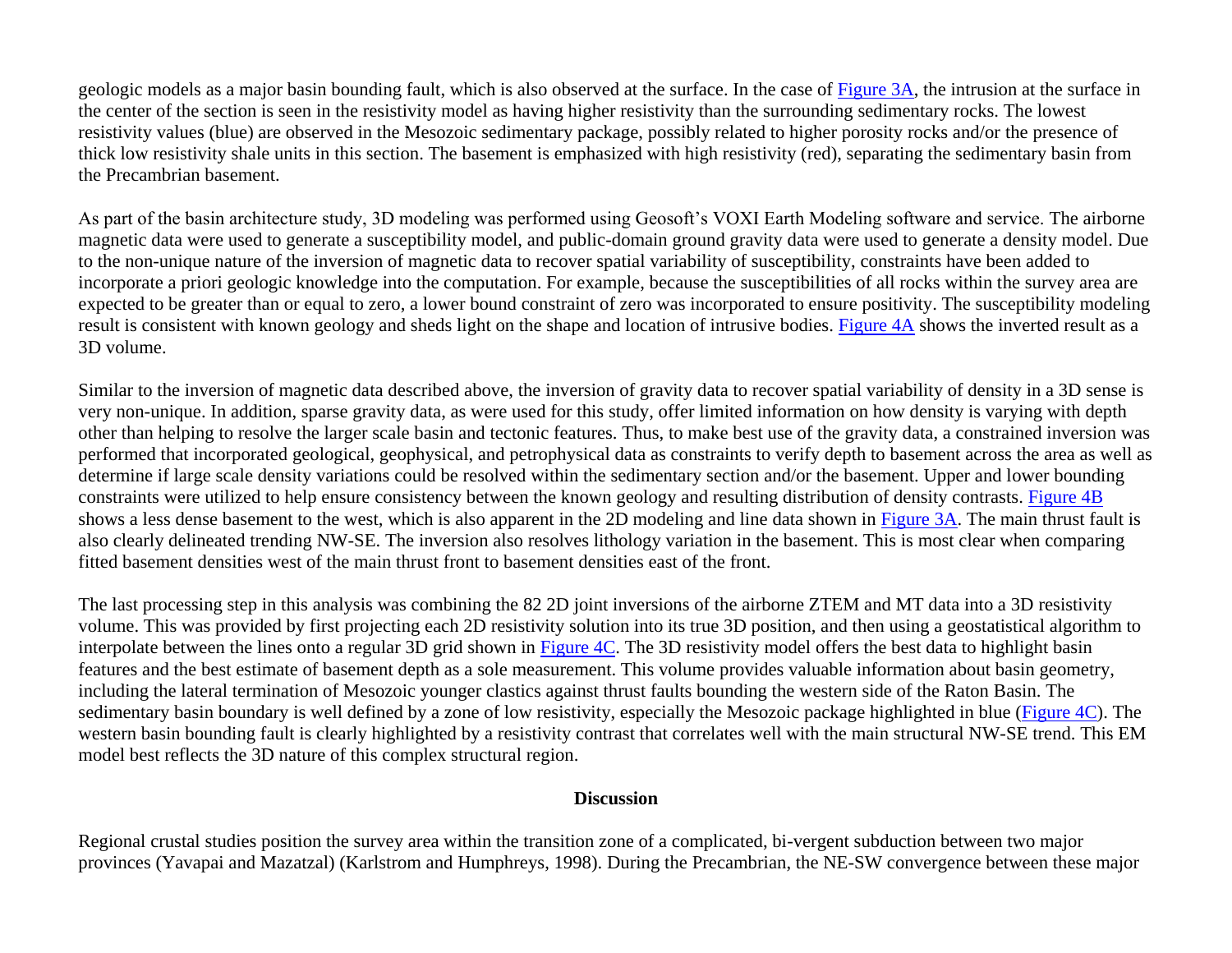geologic models as a major basin bounding fault, which is also observed at the surface. In the case of Figure 3A, the intrusion at the surface in the center of the section is seen in the resistivity model as having higher resistivity than the surrounding sedimentary rocks. The lowest resistivity values (blue) are observed in the Mesozoic sedimentary package, possibly related to higher porosity rocks and/or the presence of thick low resistivity shale units in this section. The basement is emphasized with high resistivity (red), separating the sedimentary basin from the Precambrian basement.

As part of the basin architecture study, 3D modeling was performed using Geosoft's VOXI Earth Modeling software and service. The airborne magnetic data were used to generate a susceptibility model, and public-domain ground gravity data were used to generate a density model. Due to the non-unique nature of the inversion of magnetic data to recover spatial variability of susceptibility, constraints have been added to incorporate a priori geologic knowledge into the computation. For example, because the susceptibilities of all rocks within the survey area are expected to be greater than or equal to zero, a lower bound constraint of zero was incorporated to ensure positivity. The susceptibility modeling result is consistent with known geology and sheds light on the shape and location of intrusive bodies. Figure 4A shows the inverted result as a 3D volume.

Similar to the inversion of magnetic data described above, the inversion of gravity data to recover spatial variability of density in a 3D sense is very non-unique. In addition, sparse gravity data, as were used for this study, offer limited information on how density is varying with depth other than helping to resolve the larger scale basin and tectonic features. Thus, to make best use of the gravity data, a constrained inversion was performed that incorporated geological, geophysical, and petrophysical data as constraints to verify depth to basement across the area as well as determine if large scale density variations could be resolved within the sedimentary section and/or the basement. Upper and lower bounding constraints were utilized to help ensure consistency between the known geology and resulting distribution of density contrasts. Figure 4B shows a less dense basement to the west, which is also apparent in the 2D modeling and line data shown in Figure 3A. The main thrust fault is also clearly delineated trending NW-SE. The inversion also resolves lithology variation in the basement. This is most clear when comparing fitted basement densities west of the main thrust front to basement densities east of the front.

The last processing step in this analysis was combining the 82 2D joint inversions of the airborne ZTEM and MT data into a 3D resistivity volume. This was provided by first projecting each 2D resistivity solution into its true 3D position, and then using a geostatistical algorithm to interpolate between the lines onto a regular 3D grid shown in Figure 4C. The 3D resistivity model offers the best data to highlight basin features and the best estimate of basement depth as a sole measurement. This volume provides valuable information about basin geometry, including the lateral termination of Mesozoic younger clastics against thrust faults bounding the western side of the Raton Basin. The sedimentary basin boundary is well defined by a zone of low resistivity, especially the Mesozoic package highlighted in blue (Figure 4C). The western basin bounding fault is clearly highlighted by a resistivity contrast that correlates well with the main structural NW-SE trend. This EM model best reflects the 3D nature of this complex structural region.

## Discussion

Regional crustal studies position the survey area within the transition zone of a complicated, bi-vergent subduction between two major provinces (Yavapai and Mazatzal) (Karlstrom and Humphreys, 1998). During the Precambrian, the NE-SW convergence between these major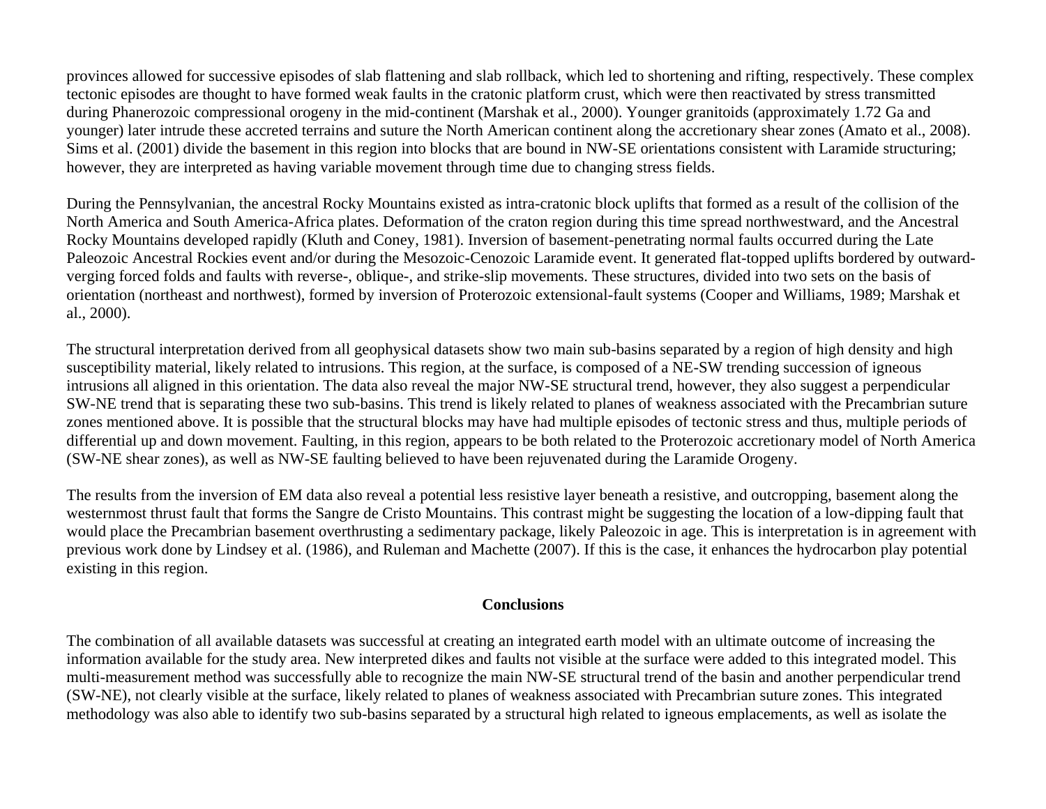provinces allowed for successive episodes of slab flattening and slab rollback, which led to shortening and rifting, respectively. These complex tectonic episodes are thought to have formed weak faults in the cratonic platform crust, which were then reactivated by stress transmitted during Phanerozoic compressional orogeny in the mid-continent (Marshak et al., 2000). Younger granitoids (approximately 1.72 Ga and younger) later intrude these accreted terrains and suture the North American continent along the accretionary shear zones (Amato et al., 2008). Sims et al. (2001) divide the basement in this region into blocks that are bound in NW-SE orientations consistent with Laramide structuring; however, they are interpreted as having variable movement through time due to changing stress fields.

During the Pennsylvanian, the ancestral Rocky Mountains existed as intra-cratonic block uplifts that formed as a result of the collision of the North America and South America-Africa plates. Deformation of the craton region during this time spread northwestward, and the Ancestral Rocky Mountains developed rapidly (Kluth and Coney, 1981). Inversion of basement-penetrating normal faults occurred during the Late Paleozoic Ancestral Rockies event and/or during the Mesozoic-Cenozoic Laramide event. It generated flat-topped uplifts bordered by outward-verging forced folds and faults with reverse-, oblique-, and strike-slip movements. These structures, divided into two sets on the basis of orientation (northeast and northwest), formed by inversion of Proterozoic extensional-fault systems (Cooper and Williams, 1989; Marshak et al., 2000).

The structural interpretation derived from all geophysical datasets show two main sub-basins separated by a region of high density and high susceptibility material, likely related to intrusions. This region, at the surface, is composed of a NE-SW trending succession of igneous intrusions all aligned in this orientation. The data also reveal the major NW-SE structural trend, however, they also suggest a perpendicular SW-NE trend that is separating these two sub-basins. This trend is likely related to planes of weakness associated with the Precambrian suture zones mentioned above. It is possible that the structural blocks may have had multiple episodes of tectonic stress and thus, multiple periods of differential up and down movement. Faulting, in this region, appears to be both related to the Proterozoic accretionary model of North America (SW-NE shear zones), as well as NW-SE faulting believed to have been rejuvenated during the Laramide Orogeny.

The results from the inversion of EM data also reveal a potential less resistive layer beneath a resistive, and outcropping, basement along the westernmost thrust fault that forms the Sangre de Cristo Mountains. This contrast might be suggesting the location of a low-dipping fault that would place the Precambrian basement overthrusting a sedimentary package, likely Paleozoic in age. This is interpretation is in agreement with previous work done by Lindsey et al. (1986), and Ruleman and Machette (2007). If this is the case, it enhances the hydrocarbon play potential existing in this region.

## Conclusions

The combination of all available datasets was successful at creating an integrated earth model with an ultimate outcome of increasing the information available for the study area. New interpreted dikes and faults not visible at the surface were added to this integrated model. This multi-measurement method was successfully able to recognize the main NW-SE structural trend of the basin and another perpendicular trend (SW-NE), not clearly visible at the surface, likely related to planes of weakness associated with Precambrian suture zones. This integrated methodology was also able to identify two sub-basins separated by a structural high related to igneous emplacements, as well as isolate the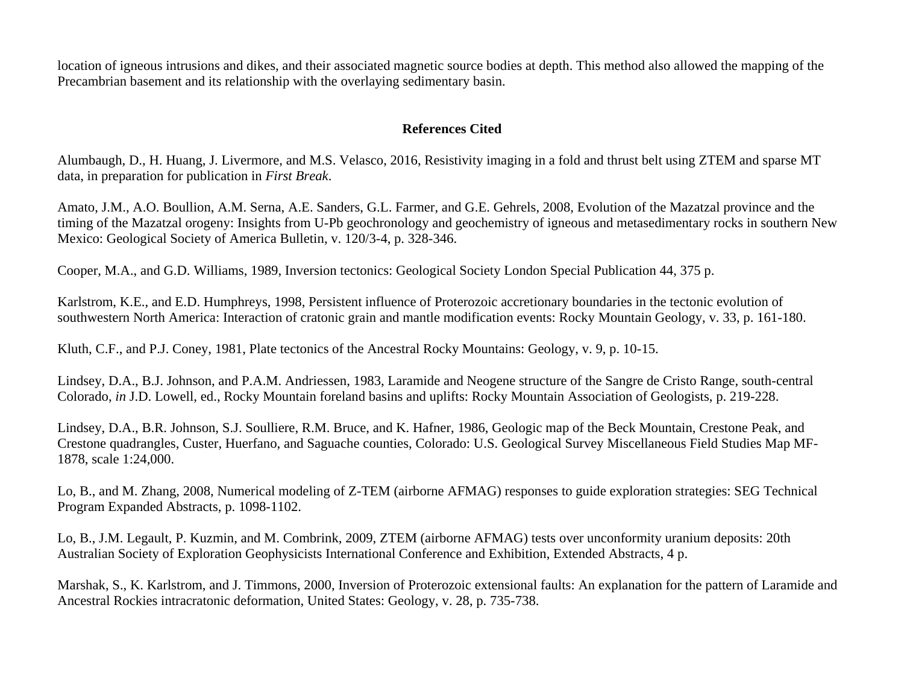location of igneous intrusions and dikes, and their associated magnetic source bodies at depth. This method also allowed the mapping of the Precambrian basement and its relationship with the overlaying sedimentary basin.

## References Cited

Alumbaugh, D., H. Huang, J. Livermore, and M.S. Velasco, 2016, Resistivity imaging in a fold and thrust belt using ZTEM and sparse MT data, in preparation for publication in *First Break*.

Amato, J.M., A.O. Boullion, A.M. Serna, A.E. Sanders, G.L. Farmer, and G.E. Gehrels, 2008, Evolution of the Mazatzal province and the timing of the Mazatzal orogeny: Insights from U-Pb geochronology and geochemistry of igneous and metasedimentary rocks in southern New Mexico: Geological Society of America Bulletin, v. 120/3-4, p. 328-346.

Cooper, M.A., and G.D. Williams, 1989, Inversion tectonics: Geological Society London Special Publication 44, 375 p.

Karlstrom, K.E., and E.D. Humphreys, 1998, Persistent influence of Proterozoic accretionary boundaries in the tectonic evolution of southwestern North America: Interaction of cratonic grain and mantle modification events: Rocky Mountain Geology, v. 33, p. 161-180.

Kluth, C.F., and P.J. Coney, 1981, Plate tectonics of the Ancestral Rocky Mountains: Geology, v. 9, p. 10-15.

Lindsey, D.A., B.J. Johnson, and P.A.M. Andriessen, 1983, Laramide and Neogene structure of the Sangre de Cristo Range, south-central Colorado, *in* J.D. Lowell, ed., Rocky Mountain foreland basins and uplifts: Rocky Mountain Association of Geologists, p. 219-228.

Lindsey, D.A., B.R. Johnson, S.J. Soulliere, R.M. Bruce, and K. Hafner, 1986, Geologic map of the Beck Mountain, Crestone Peak, and Crestone quadrangles, Custer, Huerfano, and Saguache counties, Colorado: U.S. Geological Survey Miscellaneous Field Studies Map MF-1878, scale 1:24,000.

Lo, B., and M. Zhang, 2008, Numerical modeling of Z-TEM (airborne AFMAG) responses to guide exploration strategies: SEG Technical Program Expanded Abstracts, p. 1098-1102.

Lo, B., J.M. Legault, P. Kuzmin, and M. Combrink, 2009, ZTEM (airborne AFMAG) tests over unconformity uranium deposits: 20th Australian Society of Exploration Geophysicists International Conference and Exhibition, Extended Abstracts, 4 p.

Marshak, S., K. Karlstrom, and J. Timmons, 2000, Inversion of Proterozoic extensional faults: An explanation for the pattern of Laramide and Ancestral Rockies intracratonic deformation, United States: Geology, v. 28, p. 735-738.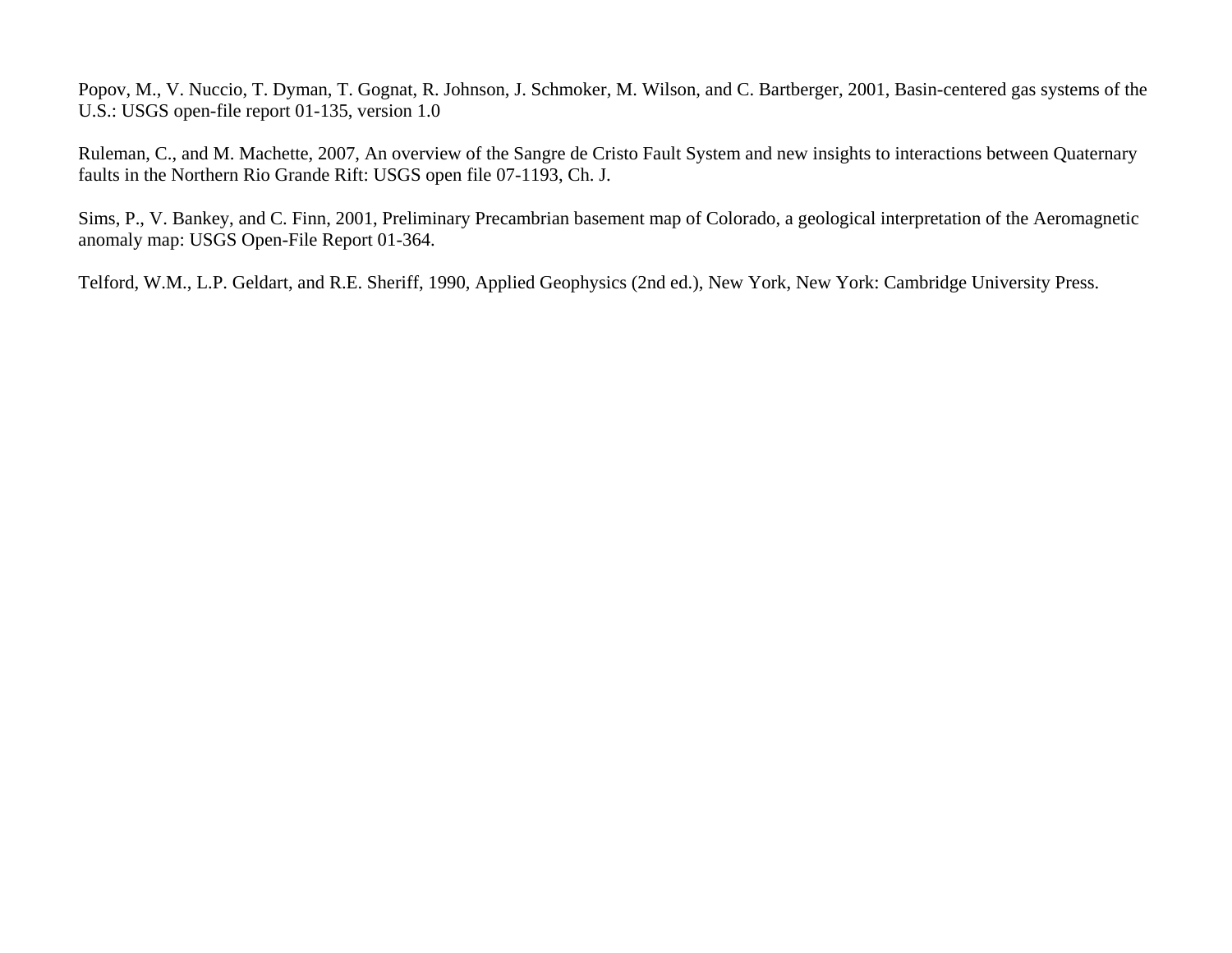Popov, M., V. Nuccio, T. Dyman, T. Gognat, R. Johnson, J. Schmoker, M. Wilson, and C. Bartberger, 2001, Basin-centered gas systems of the U.S.: USGS open-file report 01-135, version 1.0

Ruleman, C., and M. Machette, 2007, An overview of the Sangre de Cristo Fault System and new insights to interactions between Quaternary faults in the Northern Rio Grande Rift: USGS open file 07-1193, Ch. J.

Sims, P., V. Bankey, and C. Finn, 2001, Preliminary Precambrian basement map of Colorado, a geological interpretation of the Aeromagnetic anomaly map: USGS Open-File Report 01-364.

Telford, W.M., L.P. Geldart, and R.E. Sheriff, 1990, Applied Geophysics (2nd ed.), New York, New York: Cambridge University Press.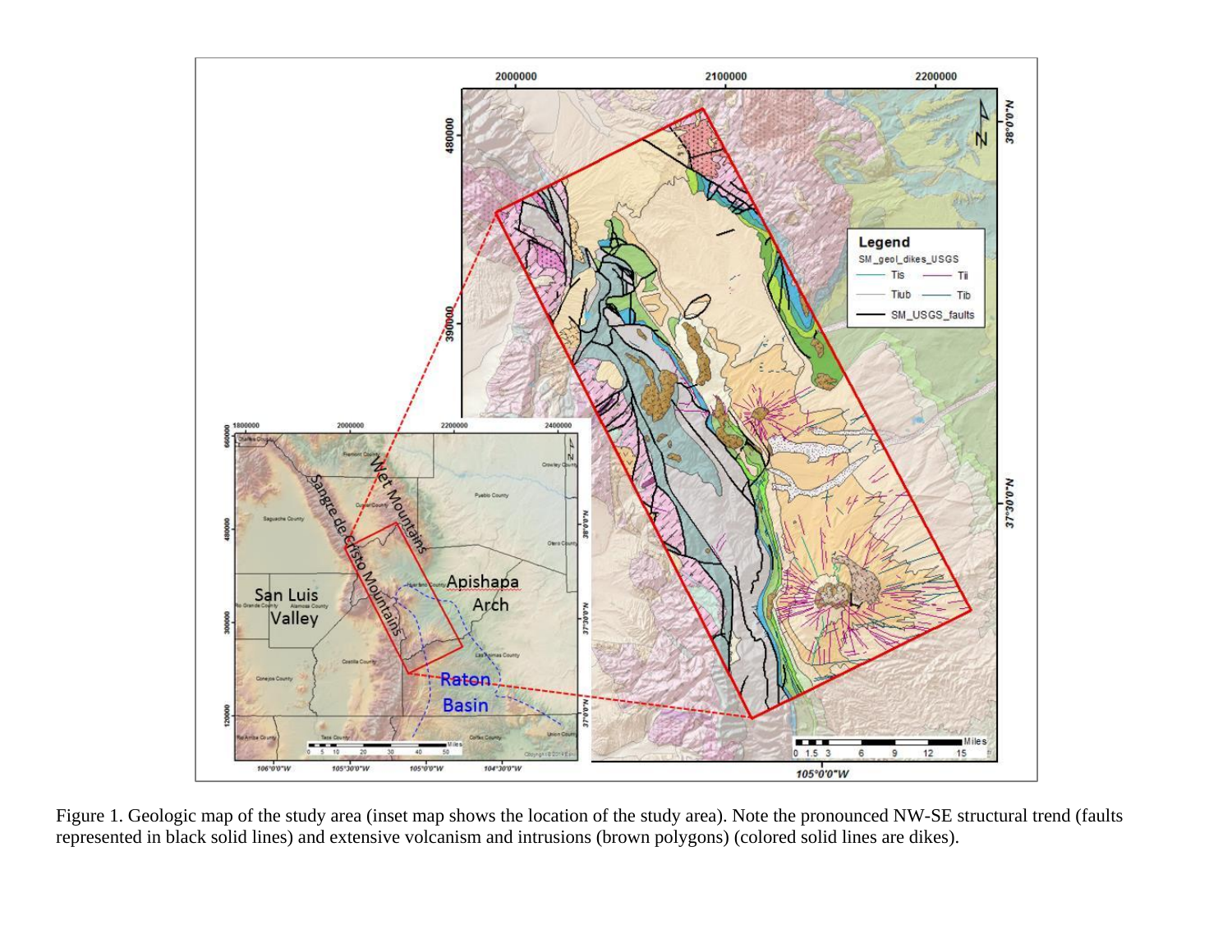Figure 1. Geologic map of the study area (inset map shows the location of the study area). Note the pronounced NW-SE structural trend (faults represented in black solid lines) and extensive volcanism and intrusions (brown polygons) (colored solid lines are dikes).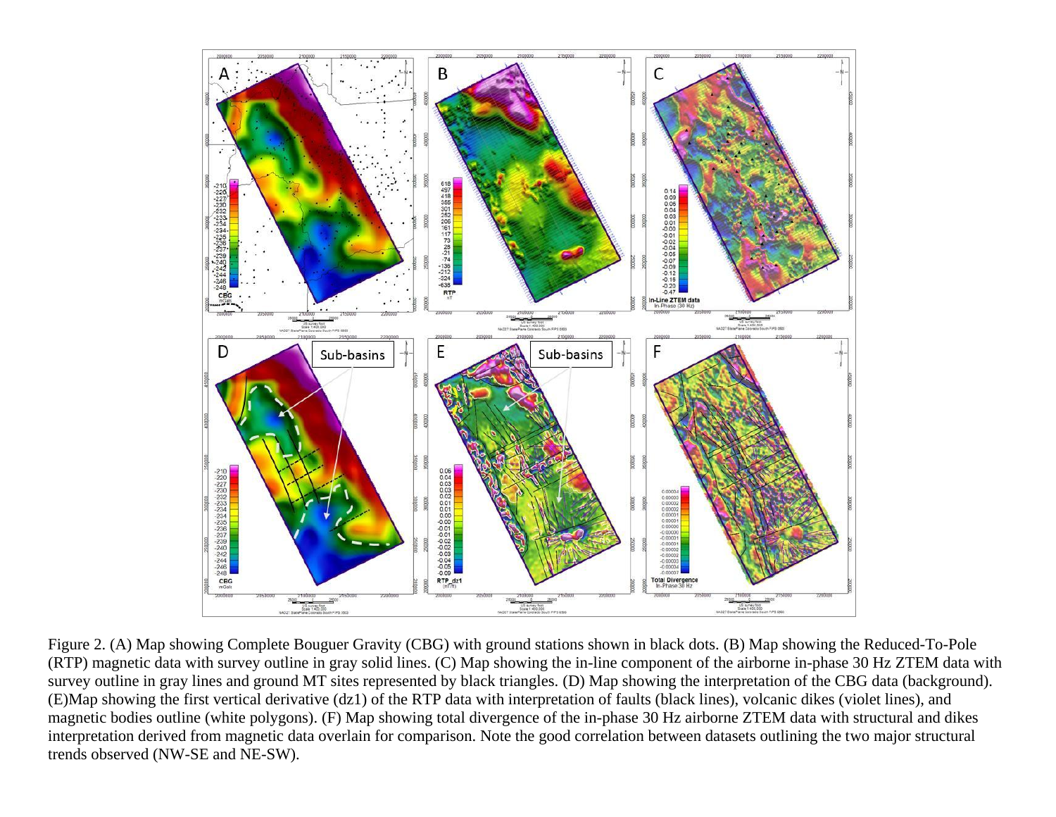Figure 2. (A) Map showing Complete Bouguer Gravity (CBG) with ground stations shown in black dots. (B) Map showing the Reduced-To-Pole (RTP) magnetic data with survey outline in gray solid lines. (C) Map showing the in-line component of the airborne in-phase 30 Hz ZTEM data with survey outline in gray lines and ground MT sites represented by black triangles. (D) Map showing the interpretation of the CBG data (background). (E)Map showing the first vertical derivative (dz1) of the RTP data with interpretation of faults (black lines), volcanic dikes (violet lines), and magnetic bodies outline (white polygons). (F) Map showing total divergence of the in-phase 30 Hz airborne ZTEM data with structural and dikes interpretation derived from magnetic data overlain for comparison. Note the good correlation between datasets outlining the two major structural trends observed (NW-SE and NE-SW).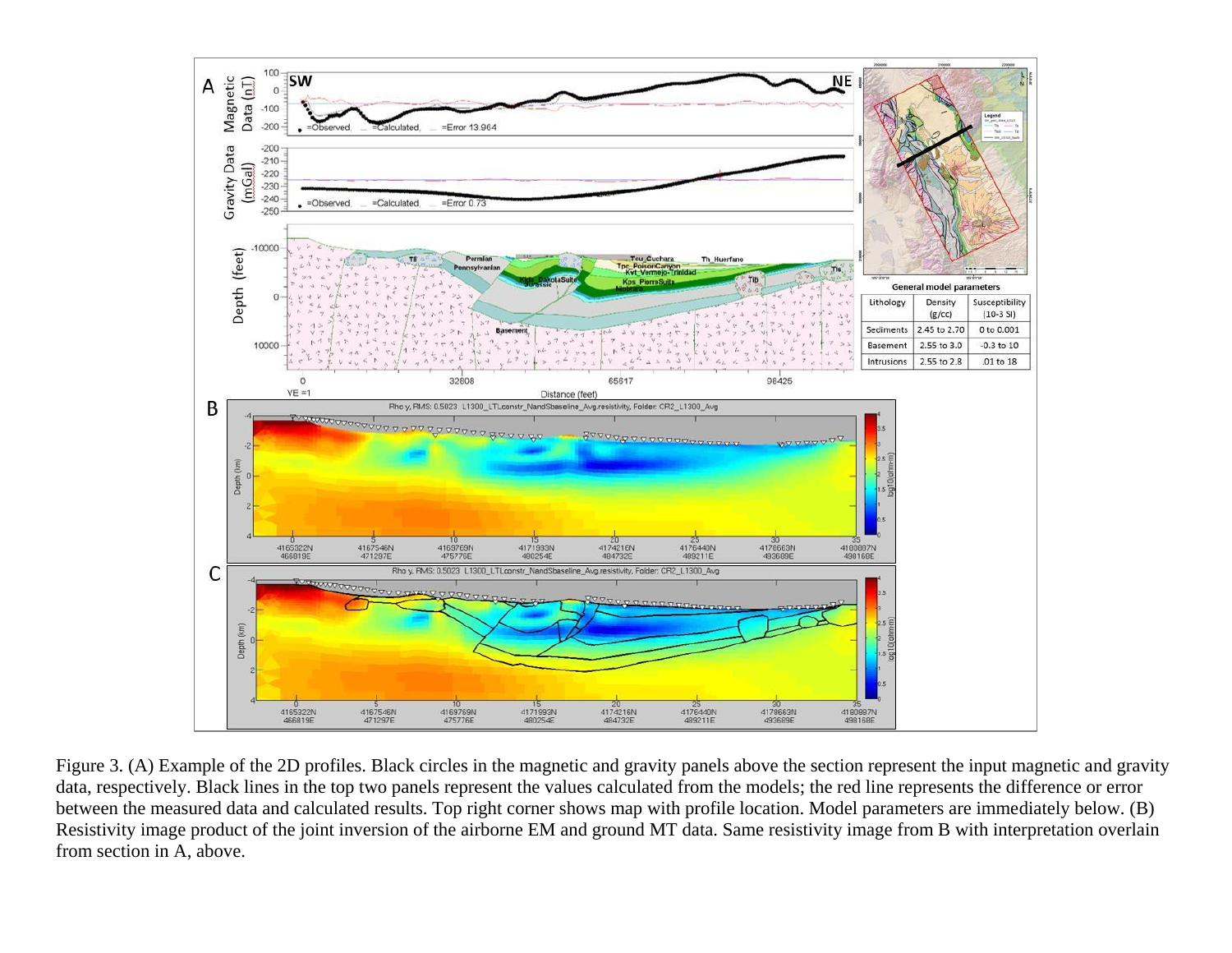Figure 3. (A) Example of the 2D profiles. Black circles in the magnetic and gravity panels above the section represent the input magnetic and gravity data, respectively. Black lines in the top two panels represent the values calculated from the models; the red line represents the difference or error between the measured data and calculated results. Top right corner shows map with profile location. Model parameters are immediately below. (B) Resistivity image product of the joint inversion of the airborne EM and ground MT data. Same resistivity image from B with interpretation overlain from section in A, above.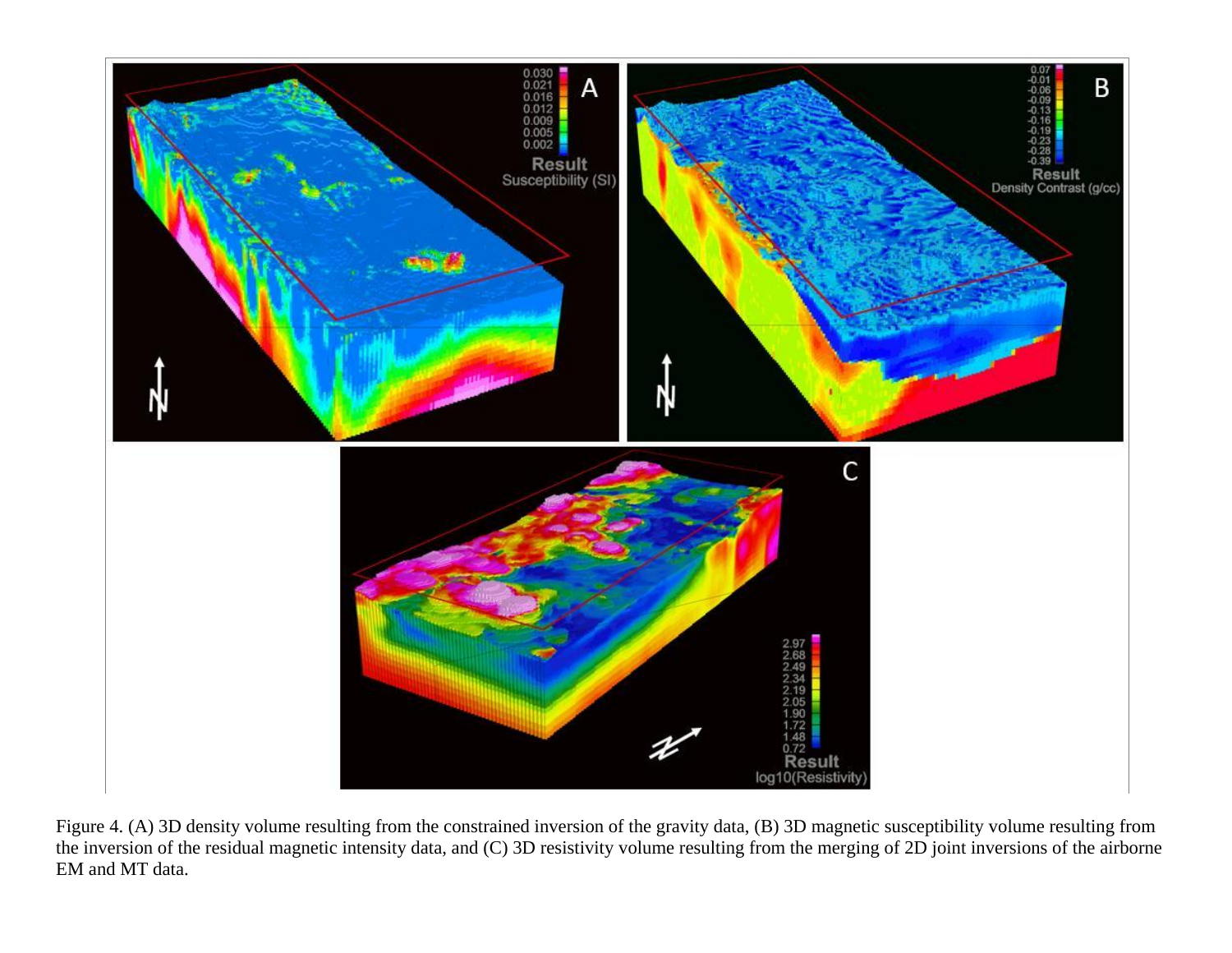A

0.030
0.021
0.016
0.012
0.009
0.005
0.002
Result
Susceptibility (SI)

N

B

0.07
-0.01
-0.06
-0.09
-0.13
-0.16
-0.19
-0.23
-0.28
-0.39
Result
Density Contrast (g/cc)

N

C

2.97
2.68
2.49
2.34
2.19
2.05
1.90
1.72
1.48
0.72
Result
log10(Resistivity)

N

Figure 4. (A) 3D density volume resulting from the constrained inversion of the gravity data, (B) 3D magnetic susceptibility volume resulting from the inversion of the residual magnetic intensity data, and (C) 3D resistivity volume resulting from the merging of 2D joint inversions of the airborne EM and MT data.